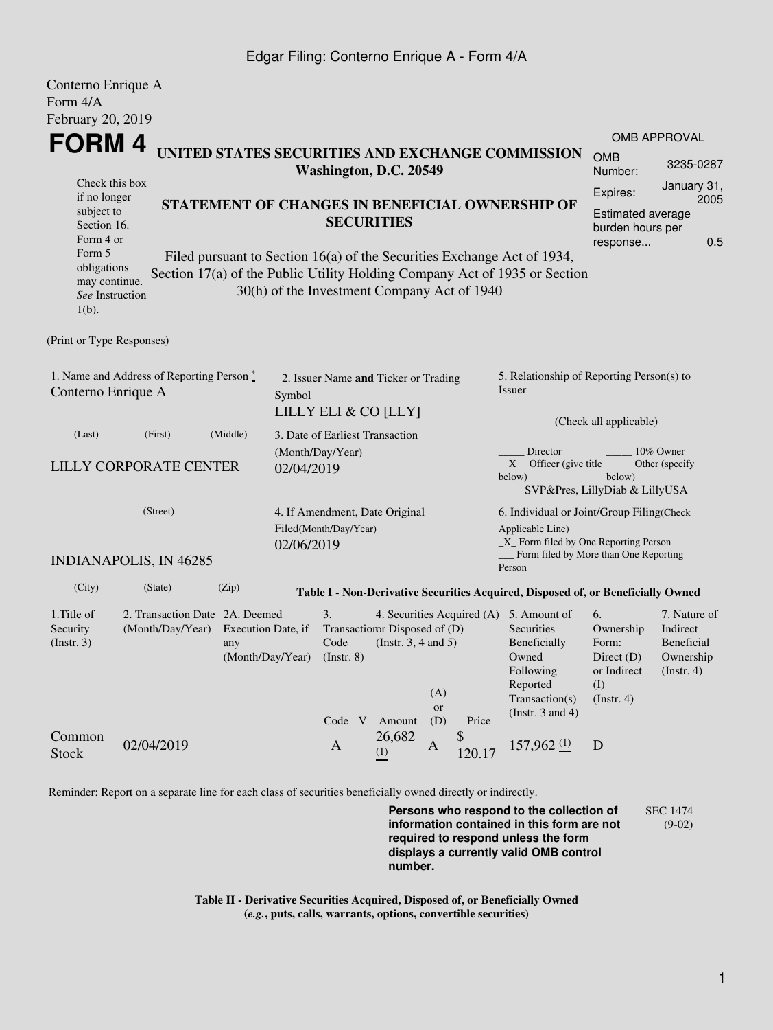Conterno Enrique A
Form 4/A
February 20, 2019

# FORM 4

**UNITED STATES SECURITIES AND EXCHANGE COMMISSION**
**Washington, D.C. 20549**

Check this box if no longer subject to Section 16. Form 4 or Form 5 obligations may continue. *See* Instruction 1(b).

**STATEMENT OF CHANGES IN BENEFICIAL OWNERSHIP OF SECURITIES**

Filed pursuant to Section 16(a) of the Securities Exchange Act of 1934, Section 17(a) of the Public Utility Holding Company Act of 1935 or Section 30(h) of the Investment Company Act of 1940

| OMB APPROVAL | |
|---|---|
| OMB Number: | 3235-0287 |
| Expires: | January 31, 2005 |
| Estimated average burden hours per response... | 0.5 |

(Print or Type Responses)

1. Name and Address of Reporting Person *
Conterno Enrique A

(Last) (First) (Middle)

LILLY CORPORATE CENTER

(Street)

INDIANAPOLIS, IN 46285

(City) (State) (Zip)

2. Issuer Name **and** Ticker or Trading Symbol
LILLY ELI & CO [LLY]

3. Date of Earliest Transaction (Month/Day/Year)
02/04/2019

4. If Amendment, Date Original Filed(Month/Day/Year)
02/06/2019

5. Relationship of Reporting Person(s) to Issuer

(Check all applicable)

_____ Director _____ 10% Owner
__X__ Officer (give title below) _____ Other (specify below)
SVP&Pres, LillyDiab & LillyUSA

6. Individual or Joint/Group Filing(Check Applicable Line)
_X_ Form filed by One Reporting Person
___ Form filed by More than One Reporting Person

**Table I - Non-Derivative Securities Acquired, Disposed of, or Beneficially Owned**

| 1.Title of Security (Instr. 3) | 2. Transaction Date (Month/Day/Year) | 2A. Deemed Execution Date, if any (Month/Day/Year) | 3. Transaction Code (Instr. 8) | | 4. Securities Acquired (A) or Disposed of (D) (Instr. 3, 4 and 5) | | | 5. Amount of Securities Beneficially Owned Following Reported Transaction(s) (Instr. 3 and 4) | 6. Ownership Form: Direct (D) or Indirect (I) (Instr. 4) | 7. Nature of Indirect Beneficial Ownership (Instr. 4) |
|---|---|---|---|---|---|---|---|---|---|---|
| | | | Code | V | Amount | (A) or (D) | Price | | | |
| Common Stock | 02/04/2019 | | A | | 26,682 (1) | A | $ 120.17 | 157,962 (1) | D | |

Reminder: Report on a separate line for each class of securities beneficially owned directly or indirectly.

**Persons who respond to the collection of information contained in this form are not required to respond unless the form displays a currently valid OMB control number.**

SEC 1474 (9-02)

**Table II - Derivative Securities Acquired, Disposed of, or Beneficially Owned**
**(*e.g.*, puts, calls, warrants, options, convertible securities)**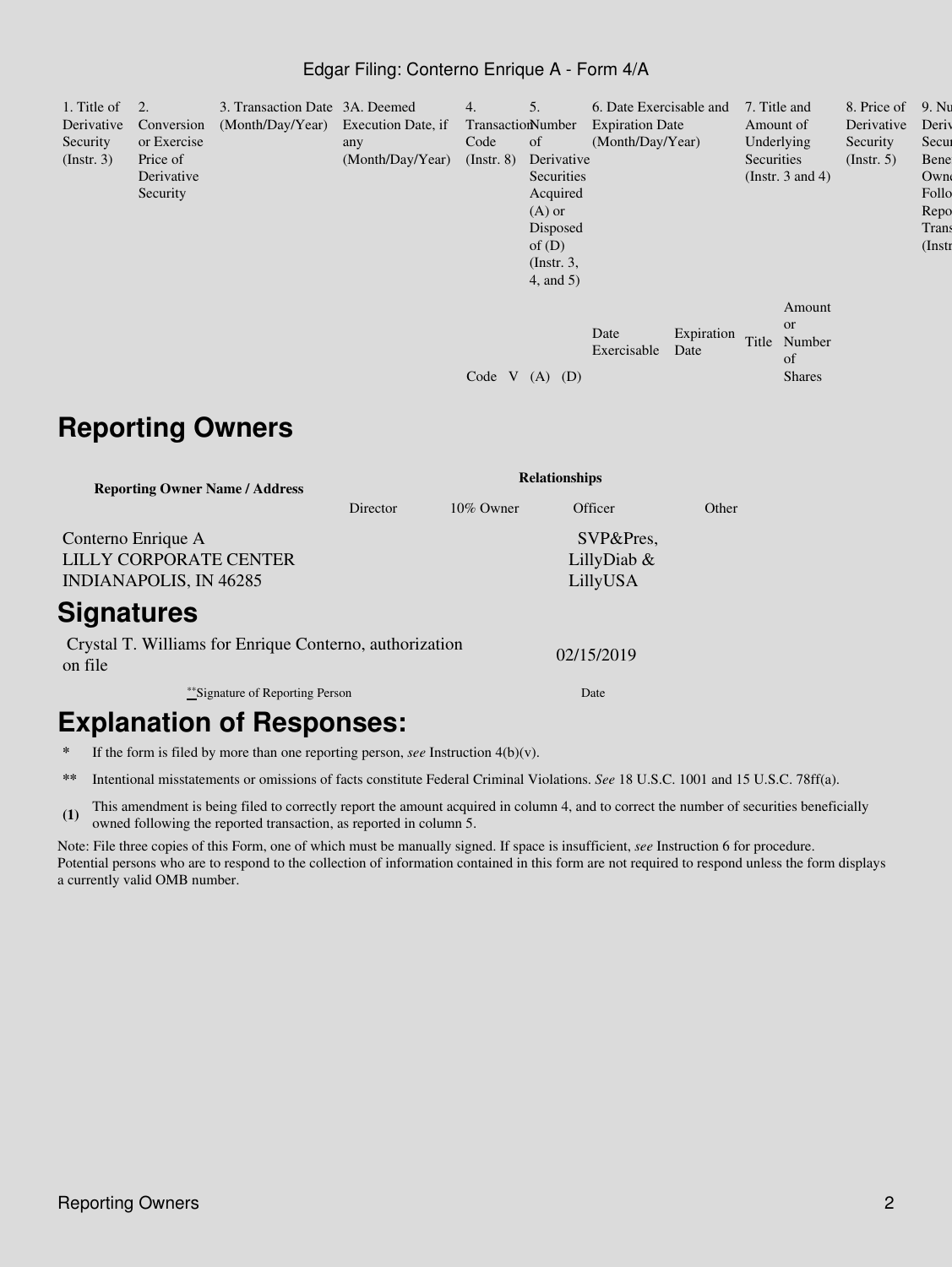| 1. Title of Derivative Security (Instr. 3) | 2. Conversion or Exercise Price of Derivative Security | 3. Transaction Date (Month/Day/Year) | 3A. Deemed Execution Date, if any (Month/Day/Year) | 4. Transaction Code (Instr. 8) | | 5. Number of Derivative Securities Acquired (A) or Disposed of (D) (Instr. 3, 4, and 5) | | 6. Date Exercisable and Expiration Date (Month/Day/Year) | | 7. Title and Amount of Underlying Securities (Instr. 3 and 4) | | 8. Price of Derivative Security (Instr. 5) | 9. Nu Deriv Secur Bene Owne Follo Repo Trans (Instr |
|---|---|---|---|---|---|---|---|---|---|---|---|---|---|
| | | | | Code | V | (A) | (D) | Date Exercisable | Expiration Date | Title | Amount or Number of Shares | | |

## Reporting Owners

| Reporting Owner Name / Address | Relationships | | | |
|---|---|---|---|---|
| | Director | 10% Owner | Officer | Other |
| Conterno Enrique A<br>LILLY CORPORATE CENTER<br>INDIANAPOLIS, IN 46285 | | | SVP&Pres, LillyDiab & LillyUSA | |

## Signatures

| | |
|---|---|
| Crystal T. Williams for Enrique Conterno, authorization on file | 02/15/2019 |
| **Signature of Reporting Person | Date |

## Explanation of Responses:

\* If the form is filed by more than one reporting person, *see* Instruction 4(b)(v).

** Intentional misstatements or omissions of facts constitute Federal Criminal Violations. *See* 18 U.S.C. 1001 and 15 U.S.C. 78ff(a).

**(1)** This amendment is being filed to correctly report the amount acquired in column 4, and to correct the number of securities beneficially owned following the reported transaction, as reported in column 5.

Note: File three copies of this Form, one of which must be manually signed. If space is insufficient, *see* Instruction 6 for procedure.
Potential persons who are to respond to the collection of information contained in this form are not required to respond unless the form displays a currently valid OMB number.